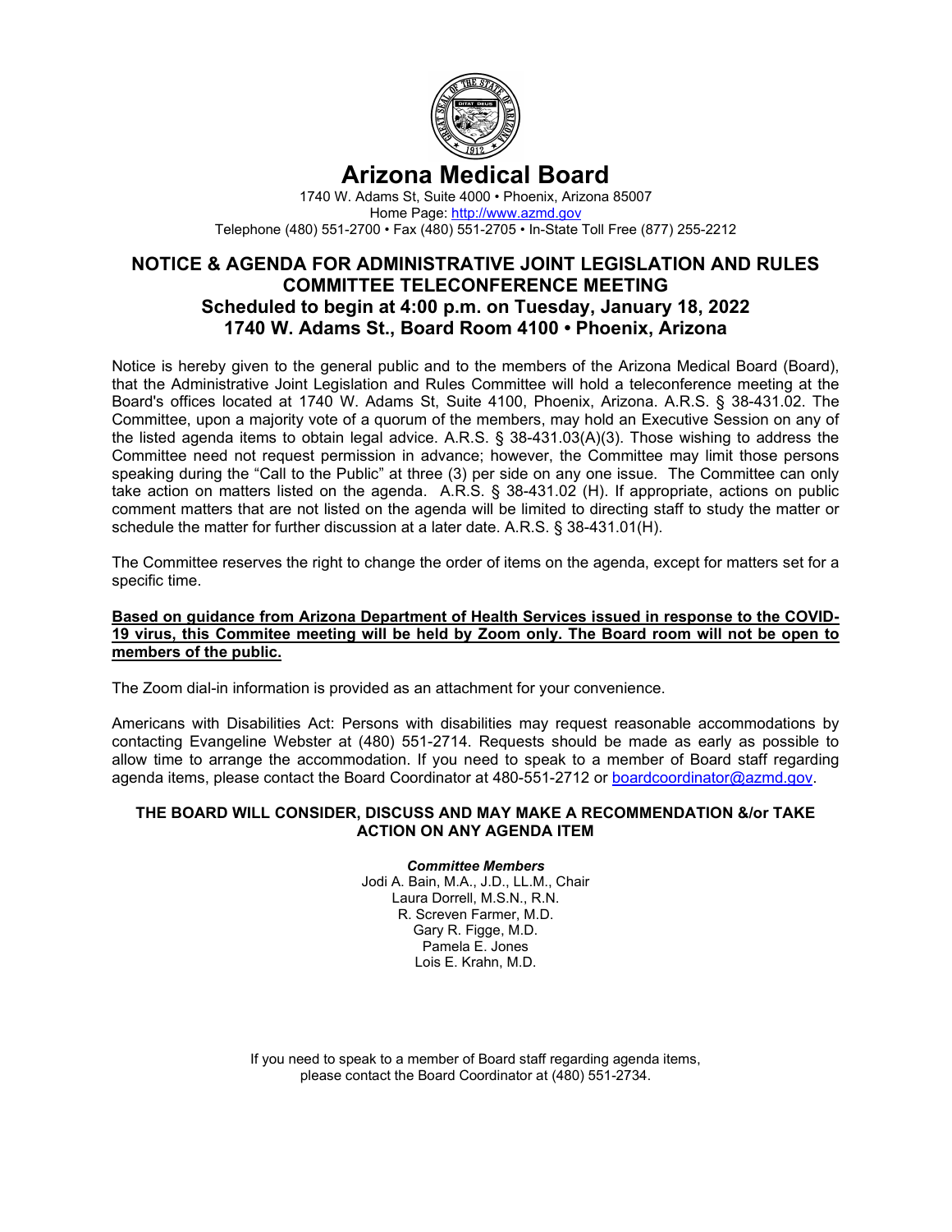# Arizona Medical Board

1740 W. Adams St, Suite 4000 • Phoenix, Arizona 85007
Home Page: http://www.azmd.gov
Telephone (480) 551-2700 • Fax (480) 551-2705 • In-State Toll Free (877) 255-2212

## NOTICE & AGENDA FOR ADMINISTRATIVE JOINT LEGISLATION AND RULES COMMITTEE TELECONFERENCE MEETING
## Scheduled to begin at 4:00 p.m. on Tuesday, January 18, 2022
## 1740 W. Adams St., Board Room 4100 • Phoenix, Arizona

Notice is hereby given to the general public and to the members of the Arizona Medical Board (Board), that the Administrative Joint Legislation and Rules Committee will hold a teleconference meeting at the Board's offices located at 1740 W. Adams St, Suite 4100, Phoenix, Arizona. A.R.S. § 38-431.02. The Committee, upon a majority vote of a quorum of the members, may hold an Executive Session on any of the listed agenda items to obtain legal advice. A.R.S. § 38-431.03(A)(3). Those wishing to address the Committee need not request permission in advance; however, the Committee may limit those persons speaking during the "Call to the Public" at three (3) per side on any one issue. The Committee can only take action on matters listed on the agenda. A.R.S. § 38-431.02 (H). If appropriate, actions on public comment matters that are not listed on the agenda will be limited to directing staff to study the matter or schedule the matter for further discussion at a later date. A.R.S. § 38-431.01(H).

The Committee reserves the right to change the order of items on the agenda, except for matters set for a specific time.

**Based on guidance from Arizona Department of Health Services issued in response to the COVID-19 virus, this Commitee meeting will be held by Zoom only. The Board room will not be open to members of the public.**

The Zoom dial-in information is provided as an attachment for your convenience.

Americans with Disabilities Act: Persons with disabilities may request reasonable accommodations by contacting Evangeline Webster at (480) 551-2714. Requests should be made as early as possible to allow time to arrange the accommodation. If you need to speak to a member of Board staff regarding agenda items, please contact the Board Coordinator at 480-551-2712 or boardcoordinator@azmd.gov.

**THE BOARD WILL CONSIDER, DISCUSS AND MAY MAKE A RECOMMENDATION &/or TAKE ACTION ON ANY AGENDA ITEM**

***Committee Members***

Jodi A. Bain, M.A., J.D., LL.M., Chair
Laura Dorrell, M.S.N., R.N.
R. Screven Farmer, M.D.
Gary R. Figge, M.D.
Pamela E. Jones
Lois E. Krahn, M.D.

If you need to speak to a member of Board staff regarding agenda items, please contact the Board Coordinator at (480) 551-2734.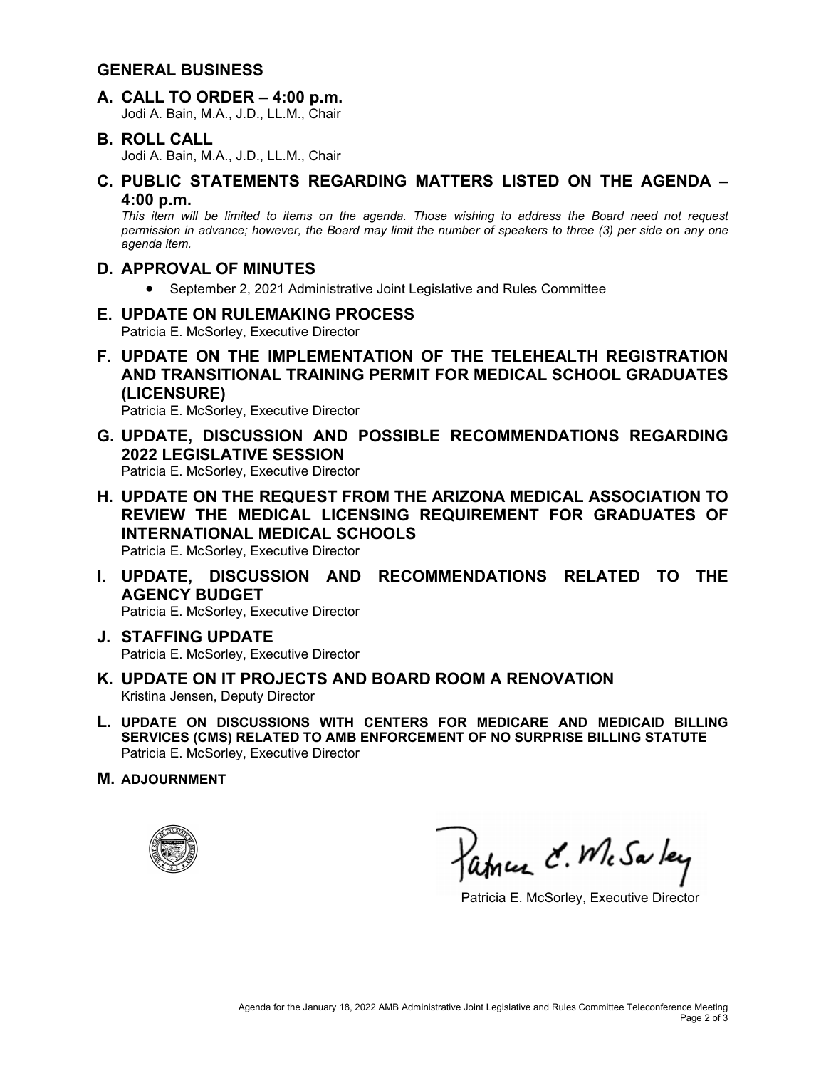## GENERAL BUSINESS

### A. CALL TO ORDER – 4:00 p.m.

Jodi A. Bain, M.A., J.D., LL.M., Chair

### B. ROLL CALL

Jodi A. Bain, M.A., J.D., LL.M., Chair

### C. PUBLIC STATEMENTS REGARDING MATTERS LISTED ON THE AGENDA – 4:00 p.m.

*This item will be limited to items on the agenda. Those wishing to address the Board need not request permission in advance; however, the Board may limit the number of speakers to three (3) per side on any one agenda item.*

### D. APPROVAL OF MINUTES

- September 2, 2021 Administrative Joint Legislative and Rules Committee

### E. UPDATE ON RULEMAKING PROCESS

Patricia E. McSorley, Executive Director

### F. UPDATE ON THE IMPLEMENTATION OF THE TELEHEALTH REGISTRATION AND TRANSITIONAL TRAINING PERMIT FOR MEDICAL SCHOOL GRADUATES (LICENSURE)

Patricia E. McSorley, Executive Director

### G. UPDATE, DISCUSSION AND POSSIBLE RECOMMENDATIONS REGARDING 2022 LEGISLATIVE SESSION

Patricia E. McSorley, Executive Director

### H. UPDATE ON THE REQUEST FROM THE ARIZONA MEDICAL ASSOCIATION TO REVIEW THE MEDICAL LICENSING REQUIREMENT FOR GRADUATES OF INTERNATIONAL MEDICAL SCHOOLS

Patricia E. McSorley, Executive Director

### I. UPDATE, DISCUSSION AND RECOMMENDATIONS RELATED TO THE AGENCY BUDGET

Patricia E. McSorley, Executive Director

### J. STAFFING UPDATE

Patricia E. McSorley, Executive Director

### K. UPDATE ON IT PROJECTS AND BOARD ROOM A RENOVATION

Kristina Jensen, Deputy Director

### L. UPDATE ON DISCUSSIONS WITH CENTERS FOR MEDICARE AND MEDICAID BILLING SERVICES (CMS) RELATED TO AMB ENFORCEMENT OF NO SURPRISE BILLING STATUTE

Patricia E. McSorley, Executive Director

### M. ADJOURNMENT

Patricia E. McSorley, Executive Director

Agenda for the January 18, 2022 AMB Administrative Joint Legislative and Rules Committee Teleconference Meeting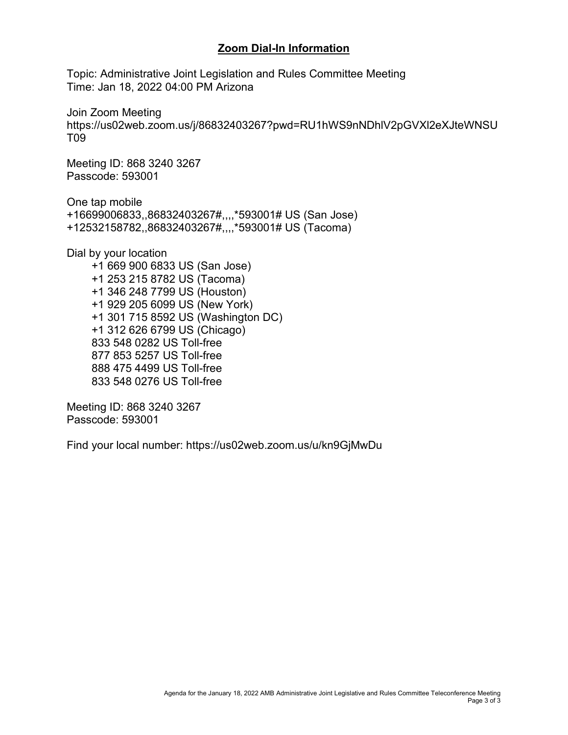## Zoom Dial-In Information

Topic: Administrative Joint Legislation and Rules Committee Meeting
Time: Jan 18, 2022 04:00 PM Arizona

Join Zoom Meeting
https://us02web.zoom.us/j/86832403267?pwd=RU1hWS9nNDhlV2pGVXl2eXJteWNSUT09

Meeting ID: 868 3240 3267
Passcode: 593001

One tap mobile
+16699006833,,86832403267#,,,,*593001# US (San Jose)
+12532158782,,86832403267#,,,,*593001# US (Tacoma)

Dial by your location
- +1 669 900 6833 US (San Jose)
- +1 253 215 8782 US (Tacoma)
- +1 346 248 7799 US (Houston)
- +1 929 205 6099 US (New York)
- +1 301 715 8592 US (Washington DC)
- +1 312 626 6799 US (Chicago)
- 833 548 0282 US Toll-free
- 877 853 5257 US Toll-free
- 888 475 4499 US Toll-free
- 833 548 0276 US Toll-free

Meeting ID: 868 3240 3267
Passcode: 593001

Find your local number: https://us02web.zoom.us/u/kn9GjMwDu